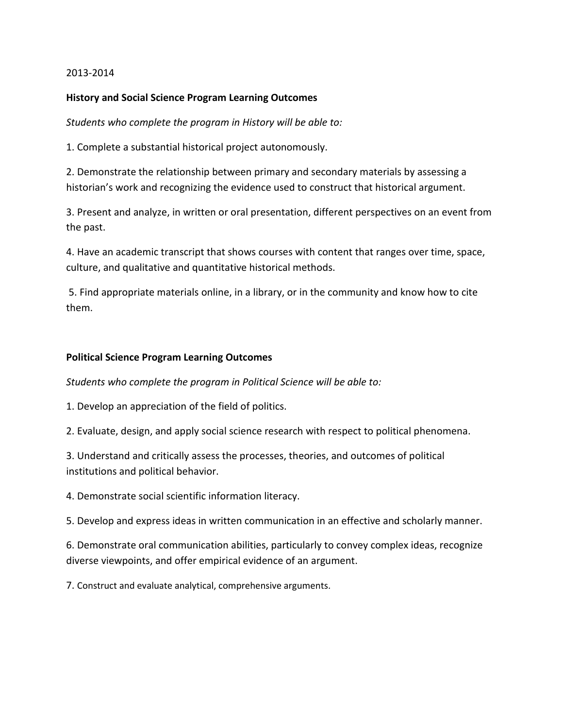2013-2014

**History and Social Science Program Learning Outcomes**

*Students who complete the program in History will be able to:*

1. Complete a substantial historical project autonomously.

2. Demonstrate the relationship between primary and secondary materials by assessing a historian's work and recognizing the evidence used to construct that historical argument.

3. Present and analyze, in written or oral presentation, different perspectives on an event from the past.

4. Have an academic transcript that shows courses with content that ranges over time, space, culture, and qualitative and quantitative historical methods.

5. Find appropriate materials online, in a library, or in the community and know how to cite them.

**Political Science Program Learning Outcomes**

*Students who complete the program in Political Science will be able to:*

1. Develop an appreciation of the field of politics.

2. Evaluate, design, and apply social science research with respect to political phenomena.

3. Understand and critically assess the processes, theories, and outcomes of political institutions and political behavior.

4. Demonstrate social scientific information literacy.

5. Develop and express ideas in written communication in an effective and scholarly manner.

6. Demonstrate oral communication abilities, particularly to convey complex ideas, recognize diverse viewpoints, and offer empirical evidence of an argument.

7. Construct and evaluate analytical, comprehensive arguments.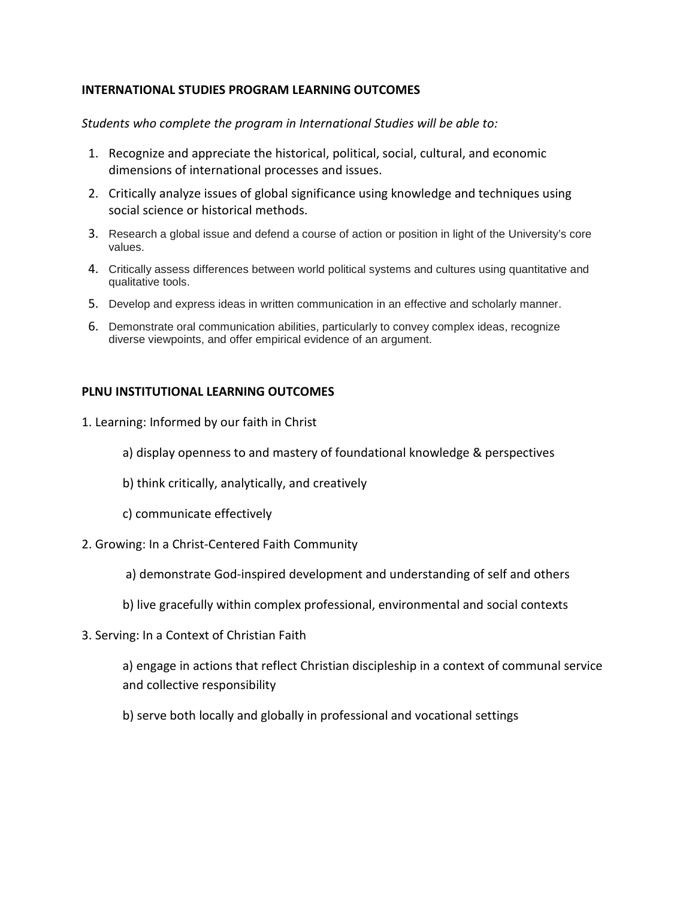**INTERNATIONAL STUDIES PROGRAM LEARNING OUTCOMES**

*Students who complete the program in International Studies will be able to:*

1. Recognize and appreciate the historical, political, social, cultural, and economic dimensions of international processes and issues.
2. Critically analyze issues of global significance using knowledge and techniques using social science or historical methods.
3. Research a global issue and defend a course of action or position in light of the University's core values.
4. Critically assess differences between world political systems and cultures using quantitative and qualitative tools.
5. Develop and express ideas in written communication in an effective and scholarly manner.
6. Demonstrate oral communication abilities, particularly to convey complex ideas, recognize diverse viewpoints, and offer empirical evidence of an argument.

**PLNU INSTITUTIONAL LEARNING OUTCOMES**

1. Learning: Informed by our faith in Christ

    a) display openness to and mastery of foundational knowledge & perspectives

    b) think critically, analytically, and creatively

    c) communicate effectively

2. Growing: In a Christ-Centered Faith Community

    a) demonstrate God-inspired development and understanding of self and others

    b) live gracefully within complex professional, environmental and social contexts

3. Serving: In a Context of Christian Faith

    a) engage in actions that reflect Christian discipleship in a context of communal service and collective responsibility

    b) serve both locally and globally in professional and vocational settings